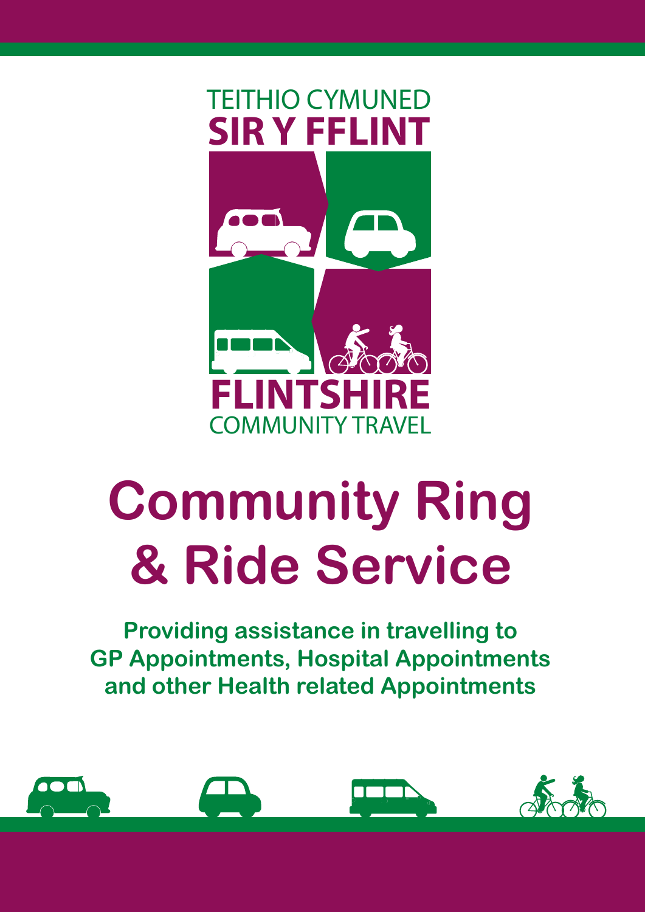TEITHIO CYMUNED
**SIR Y FFLINT**

**FLINTSHIRE**
COMMUNITY TRAVEL

# Community Ring & Ride Service

**Providing assistance in travelling to GP Appointments, Hospital Appointments and other Health related Appointments**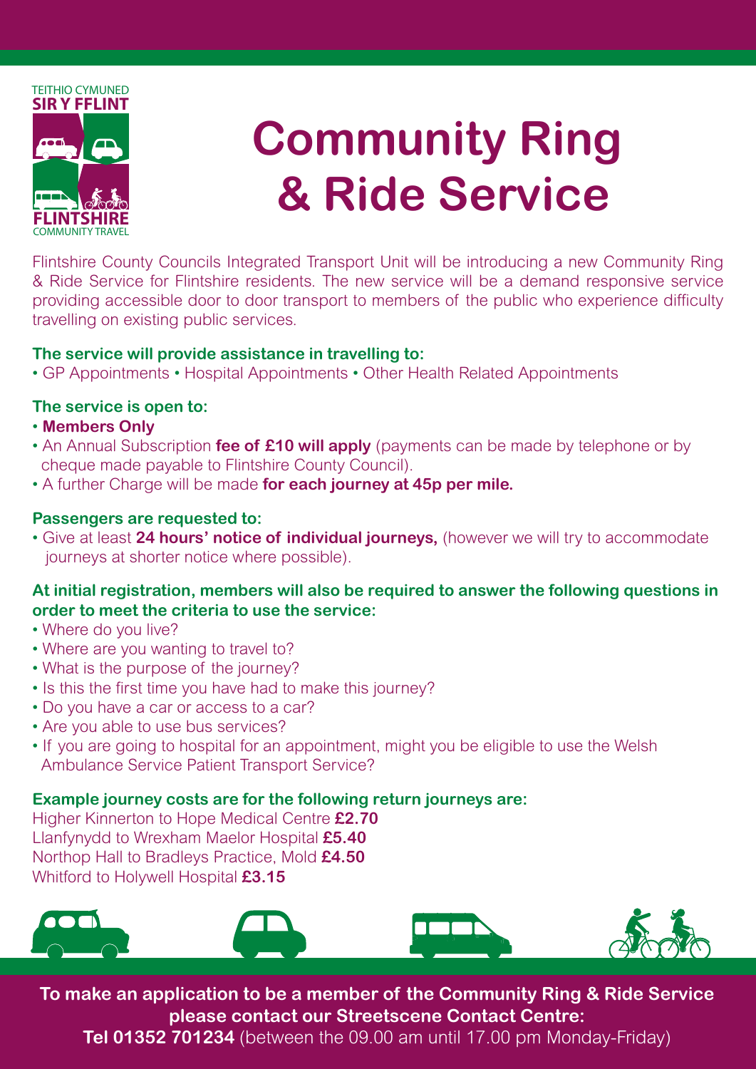TEITHIO CYMUNED
**SIR Y FFLINT**

**FLINTSHIRE**
COMMUNITY TRAVEL

# Community Ring & Ride Service

Flintshire County Councils Integrated Transport Unit will be introducing a new Community Ring & Ride Service for Flintshire residents. The new service will be a demand responsive service providing accessible door to door transport to members of the public who experience difficulty travelling on existing public services.

**The service will provide assistance in travelling to:**

• GP Appointments • Hospital Appointments • Other Health Related Appointments

**The service is open to:**

- **Members Only**
- An Annual Subscription **fee of £10 will apply** (payments can be made by telephone or by cheque made payable to Flintshire County Council).
- A further Charge will be made **for each journey at 45p per mile.**

**Passengers are requested to:**

- Give at least **24 hours' notice of individual journeys,** (however we will try to accommodate journeys at shorter notice where possible).

**At initial registration, members will also be required to answer the following questions in order to meet the criteria to use the service:**

- Where do you live?
- Where are you wanting to travel to?
- What is the purpose of the journey?
- Is this the first time you have had to make this journey?
- Do you have a car or access to a car?
- Are you able to use bus services?
- If you are going to hospital for an appointment, might you be eligible to use the Welsh Ambulance Service Patient Transport Service?

**Example journey costs are for the following return journeys are:**

Higher Kinnerton to Hope Medical Centre **£2.70**
Llanfynydd to Wrexham Maelor Hospital **£5.40**
Northop Hall to Bradleys Practice, Mold **£4.50**
Whitford to Holywell Hospital **£3.15**

**To make an application to be a member of the Community Ring & Ride Service please contact our Streetscene Contact Centre:**
**Tel 01352 701234** (between the 09.00 am until 17.00 pm Monday-Friday)